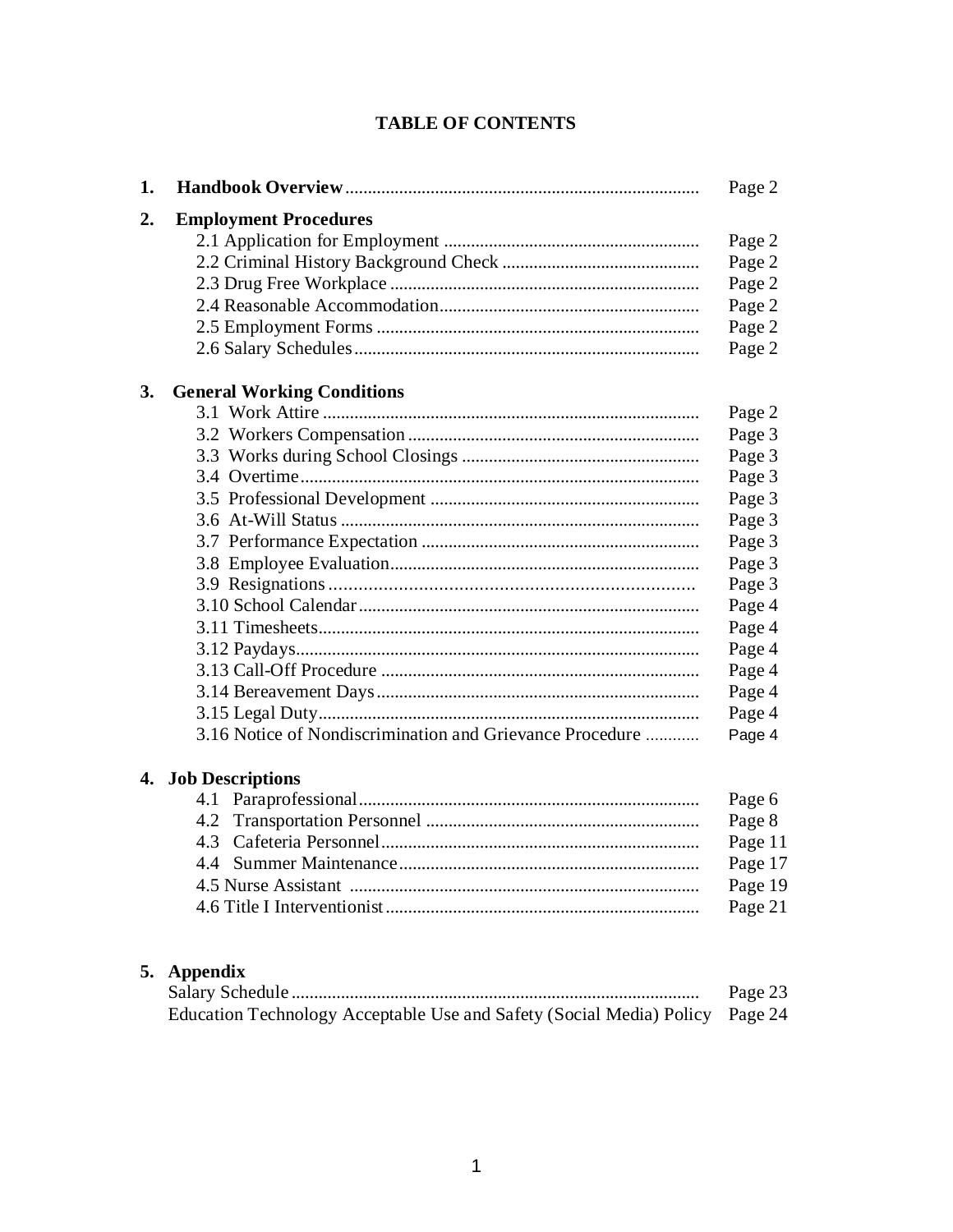# TABLE OF CONTENTS

| | | |
|---|---|---|
| **1.** | **Handbook Overview** | Page 2 |
| **2.** | **Employment Procedures** | |
| | 2.1 Application for Employment | Page 2 |
| | 2.2 Criminal History Background Check | Page 2 |
| | 2.3 Drug Free Workplace | Page 2 |
| | 2.4 Reasonable Accommodation | Page 2 |
| | 2.5 Employment Forms | Page 2 |
| | 2.6 Salary Schedules | Page 2 |
| **3.** | **General Working Conditions** | |
| | 3.1 Work Attire | Page 2 |
| | 3.2 Workers Compensation | Page 3 |
| | 3.3 Works during School Closings | Page 3 |
| | 3.4 Overtime | Page 3 |
| | 3.5 Professional Development | Page 3 |
| | 3.6 At-Will Status | Page 3 |
| | 3.7 Performance Expectation | Page 3 |
| | 3.8 Employee Evaluation | Page 3 |
| | 3.9 Resignations | Page 3 |
| | 3.10 School Calendar | Page 4 |
| | 3.11 Timesheets | Page 4 |
| | 3.12 Paydays | Page 4 |
| | 3.13 Call-Off Procedure | Page 4 |
| | 3.14 Bereavement Days | Page 4 |
| | 3.15 Legal Duty | Page 4 |
| | 3.16 Notice of Nondiscrimination and Grievance Procedure | Page 4 |
| **4.** | **Job Descriptions** | |
| | 4.1 Paraprofessional | Page 6 |
| | 4.2 Transportation Personnel | Page 8 |
| | 4.3 Cafeteria Personnel | Page 11 |
| | 4.4 Summer Maintenance | Page 17 |
| | 4.5 Nurse Assistant | Page 19 |
| | 4.6 Title I Interventionist | Page 21 |
| **5.** | **Appendix** | |
| | Salary Schedule | Page 23 |
| | Education Technology Acceptable Use and Safety (Social Media) Policy | Page 24 |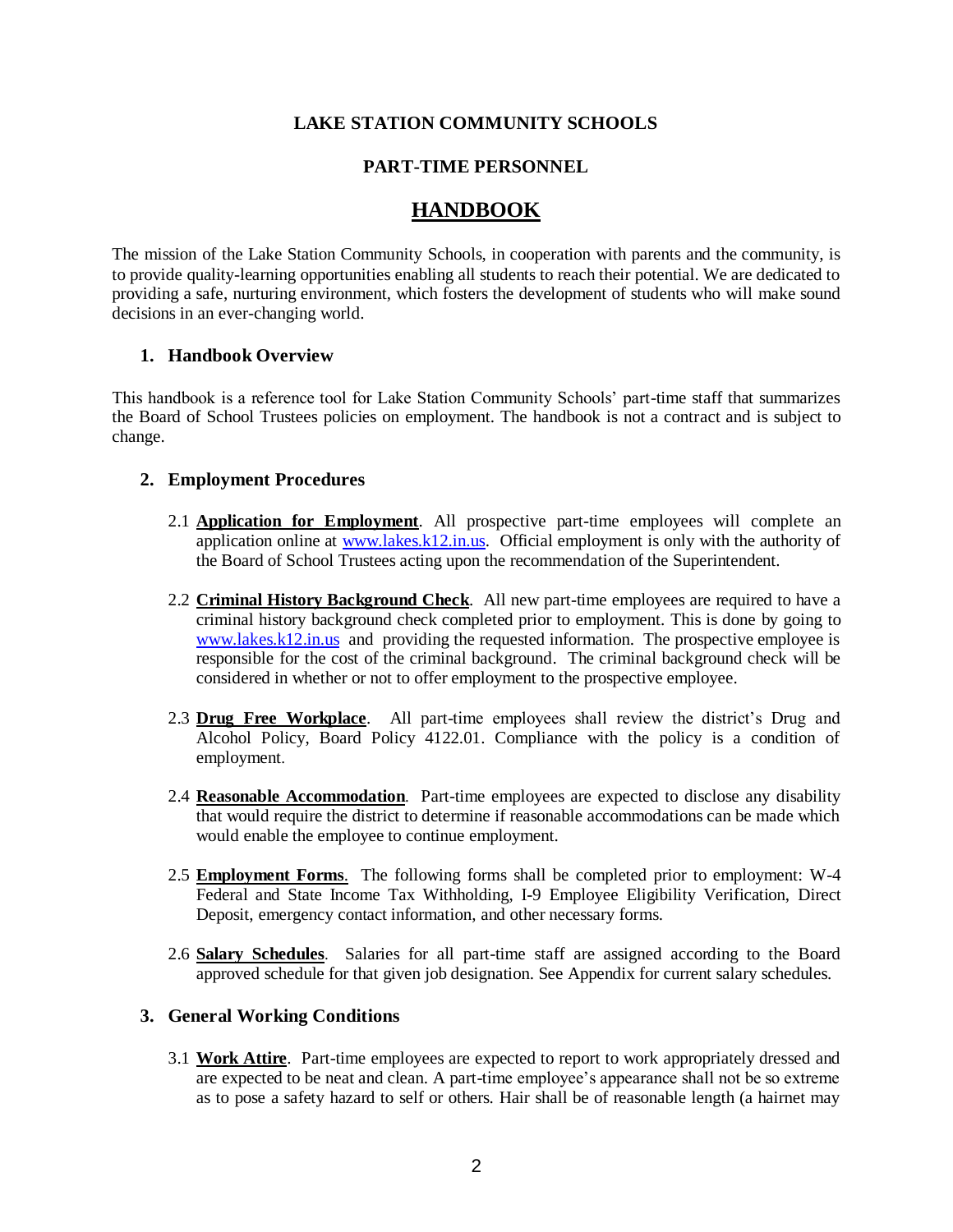**LAKE STATION COMMUNITY SCHOOLS**

**PART-TIME PERSONNEL**

# HANDBOOK

The mission of the Lake Station Community Schools, in cooperation with parents and the community, is to provide quality-learning opportunities enabling all students to reach their potential. We are dedicated to providing a safe, nurturing environment, which fosters the development of students who will make sound decisions in an ever-changing world.

## 1. Handbook Overview

This handbook is a reference tool for Lake Station Community Schools' part-time staff that summarizes the Board of School Trustees policies on employment. The handbook is not a contract and is subject to change.

## 2. Employment Procedures

2.1 **Application for Employment**. All prospective part-time employees will complete an application online at [www.lakes.k12.in.us](http://www.lakes.k12.in.us). Official employment is only with the authority of the Board of School Trustees acting upon the recommendation of the Superintendent.

2.2 **Criminal History Background Check**. All new part-time employees are required to have a criminal history background check completed prior to employment. This is done by going to [www.lakes.k12.in.us](http://www.lakes.k12.in.us) and providing the requested information. The prospective employee is responsible for the cost of the criminal background. The criminal background check will be considered in whether or not to offer employment to the prospective employee.

2.3 **Drug Free Workplace**. All part-time employees shall review the district's Drug and Alcohol Policy, Board Policy 4122.01. Compliance with the policy is a condition of employment.

2.4 **Reasonable Accommodation**. Part-time employees are expected to disclose any disability that would require the district to determine if reasonable accommodations can be made which would enable the employee to continue employment.

2.5 **Employment Forms**. The following forms shall be completed prior to employment: W-4 Federal and State Income Tax Withholding, I-9 Employee Eligibility Verification, Direct Deposit, emergency contact information, and other necessary forms.

2.6 **Salary Schedules**. Salaries for all part-time staff are assigned according to the Board approved schedule for that given job designation. See Appendix for current salary schedules.

## 3. General Working Conditions

3.1 **Work Attire**. Part-time employees are expected to report to work appropriately dressed and are expected to be neat and clean. A part-time employee's appearance shall not be so extreme as to pose a safety hazard to self or others. Hair shall be of reasonable length (a hairnet may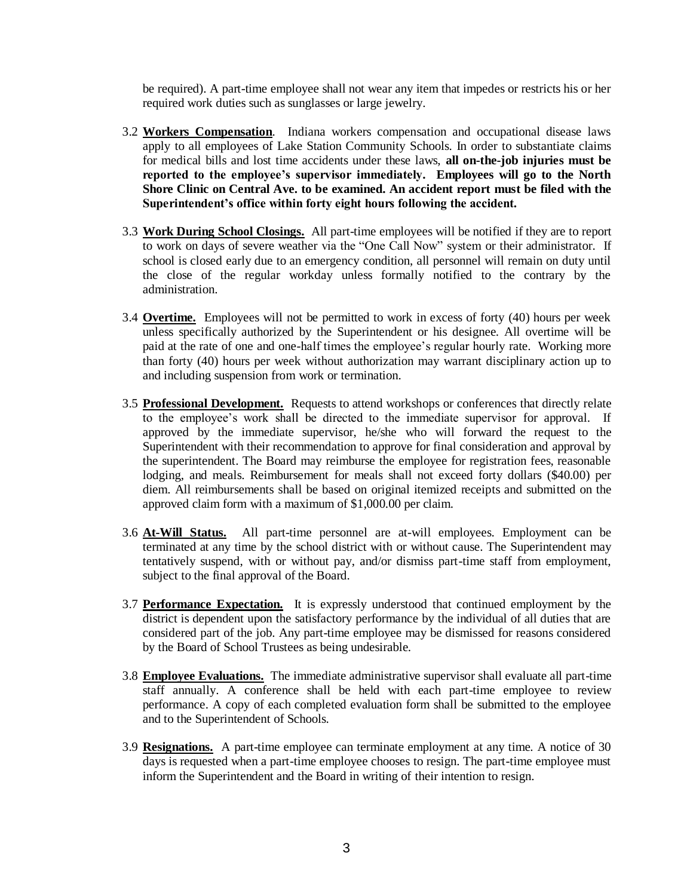be required). A part-time employee shall not wear any item that impedes or restricts his or her required work duties such as sunglasses or large jewelry.

3.2 **Workers Compensation**. Indiana workers compensation and occupational disease laws apply to all employees of Lake Station Community Schools. In order to substantiate claims for medical bills and lost time accidents under these laws, **all on-the-job injuries must be reported to the employee's supervisor immediately. Employees will go to the North Shore Clinic on Central Ave. to be examined. An accident report must be filed with the Superintendent's office within forty eight hours following the accident.**

3.3 **Work During School Closings.** All part-time employees will be notified if they are to report to work on days of severe weather via the "One Call Now" system or their administrator. If school is closed early due to an emergency condition, all personnel will remain on duty until the close of the regular workday unless formally notified to the contrary by the administration.

3.4 **Overtime.** Employees will not be permitted to work in excess of forty (40) hours per week unless specifically authorized by the Superintendent or his designee. All overtime will be paid at the rate of one and one-half times the employee's regular hourly rate. Working more than forty (40) hours per week without authorization may warrant disciplinary action up to and including suspension from work or termination.

3.5 **Professional Development.** Requests to attend workshops or conferences that directly relate to the employee's work shall be directed to the immediate supervisor for approval. If approved by the immediate supervisor, he/she who will forward the request to the Superintendent with their recommendation to approve for final consideration and approval by the superintendent. The Board may reimburse the employee for registration fees, reasonable lodging, and meals. Reimbursement for meals shall not exceed forty dollars ($40.00) per diem. All reimbursements shall be based on original itemized receipts and submitted on the approved claim form with a maximum of $1,000.00 per claim.

3.6 **At-Will Status.** All part-time personnel are at-will employees. Employment can be terminated at any time by the school district with or without cause. The Superintendent may tentatively suspend, with or without pay, and/or dismiss part-time staff from employment, subject to the final approval of the Board.

3.7 **Performance Expectation.** It is expressly understood that continued employment by the district is dependent upon the satisfactory performance by the individual of all duties that are considered part of the job. Any part-time employee may be dismissed for reasons considered by the Board of School Trustees as being undesirable.

3.8 **Employee Evaluations.** The immediate administrative supervisor shall evaluate all part-time staff annually. A conference shall be held with each part-time employee to review performance. A copy of each completed evaluation form shall be submitted to the employee and to the Superintendent of Schools.

3.9 **Resignations.** A part-time employee can terminate employment at any time. A notice of 30 days is requested when a part-time employee chooses to resign. The part-time employee must inform the Superintendent and the Board in writing of their intention to resign.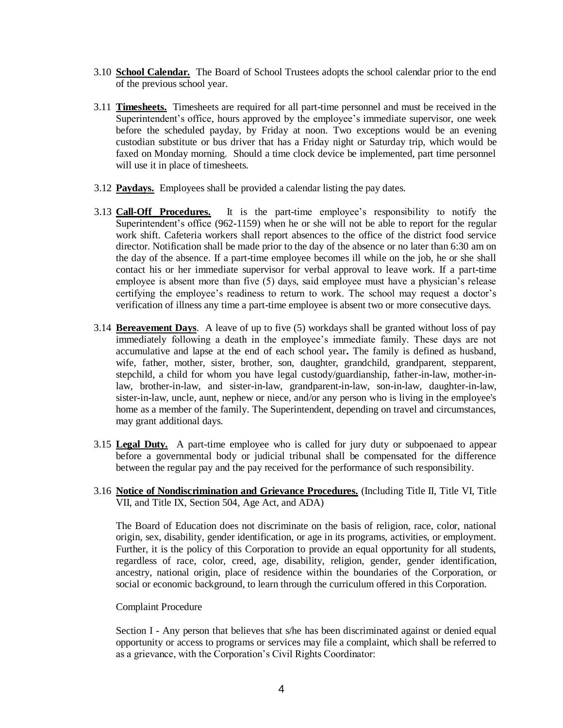3.10 **School Calendar.** The Board of School Trustees adopts the school calendar prior to the end of the previous school year.

3.11 **Timesheets.** Timesheets are required for all part-time personnel and must be received in the Superintendent's office, hours approved by the employee's immediate supervisor, one week before the scheduled payday, by Friday at noon. Two exceptions would be an evening custodian substitute or bus driver that has a Friday night or Saturday trip, which would be faxed on Monday morning. Should a time clock device be implemented, part time personnel will use it in place of timesheets.

3.12 **Paydays.** Employees shall be provided a calendar listing the pay dates.

3.13 **Call-Off Procedures.** It is the part-time employee's responsibility to notify the Superintendent's office (962-1159) when he or she will not be able to report for the regular work shift. Cafeteria workers shall report absences to the office of the district food service director. Notification shall be made prior to the day of the absence or no later than 6:30 am on the day of the absence. If a part-time employee becomes ill while on the job, he or she shall contact his or her immediate supervisor for verbal approval to leave work. If a part-time employee is absent more than five (5) days, said employee must have a physician's release certifying the employee's readiness to return to work. The school may request a doctor's verification of illness any time a part-time employee is absent two or more consecutive days.

3.14 **Bereavement Days**. A leave of up to five (5) workdays shall be granted without loss of pay immediately following a death in the employee's immediate family. These days are not accumulative and lapse at the end of each school year**.** The family is defined as husband, wife, father, mother, sister, brother, son, daughter, grandchild, grandparent, stepparent, stepchild, a child for whom you have legal custody/guardianship, father-in-law, mother-in-law, brother-in-law, and sister-in-law, grandparent-in-law, son-in-law, daughter-in-law, sister-in-law, uncle, aunt, nephew or niece, and/or any person who is living in the employee's home as a member of the family. The Superintendent, depending on travel and circumstances, may grant additional days.

3.15 **Legal Duty.** A part-time employee who is called for jury duty or subpoenaed to appear before a governmental body or judicial tribunal shall be compensated for the difference between the regular pay and the pay received for the performance of such responsibility.

3.16 **Notice of Nondiscrimination and Grievance Procedures.** (Including Title II, Title VI, Title VII, and Title IX, Section 504, Age Act, and ADA)

The Board of Education does not discriminate on the basis of religion, race, color, national origin, sex, disability, gender identification, or age in its programs, activities, or employment. Further, it is the policy of this Corporation to provide an equal opportunity for all students, regardless of race, color, creed, age, disability, religion, gender, gender identification, ancestry, national origin, place of residence within the boundaries of the Corporation, or social or economic background, to learn through the curriculum offered in this Corporation.

Complaint Procedure

Section I - Any person that believes that s/he has been discriminated against or denied equal opportunity or access to programs or services may file a complaint, which shall be referred to as a grievance, with the Corporation's Civil Rights Coordinator: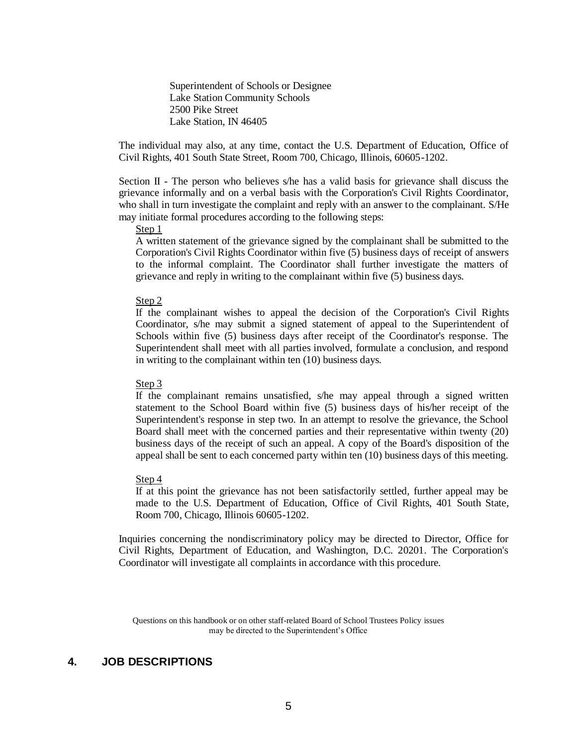Superintendent of Schools or Designee
Lake Station Community Schools
2500 Pike Street
Lake Station, IN 46405

The individual may also, at any time, contact the U.S. Department of Education, Office of Civil Rights, 401 South State Street, Room 700, Chicago, Illinois, 60605-1202.

Section II - The person who believes s/he has a valid basis for grievance shall discuss the grievance informally and on a verbal basis with the Corporation's Civil Rights Coordinator, who shall in turn investigate the complaint and reply with an answer to the complainant. S/He may initiate formal procedures according to the following steps:

Step 1

A written statement of the grievance signed by the complainant shall be submitted to the Corporation's Civil Rights Coordinator within five (5) business days of receipt of answers to the informal complaint. The Coordinator shall further investigate the matters of grievance and reply in writing to the complainant within five (5) business days.

Step 2

If the complainant wishes to appeal the decision of the Corporation's Civil Rights Coordinator, s/he may submit a signed statement of appeal to the Superintendent of Schools within five (5) business days after receipt of the Coordinator's response. The Superintendent shall meet with all parties involved, formulate a conclusion, and respond in writing to the complainant within ten (10) business days.

Step 3

If the complainant remains unsatisfied, s/he may appeal through a signed written statement to the School Board within five (5) business days of his/her receipt of the Superintendent's response in step two. In an attempt to resolve the grievance, the School Board shall meet with the concerned parties and their representative within twenty (20) business days of the receipt of such an appeal. A copy of the Board's disposition of the appeal shall be sent to each concerned party within ten (10) business days of this meeting.

Step 4

If at this point the grievance has not been satisfactorily settled, further appeal may be made to the U.S. Department of Education, Office of Civil Rights, 401 South State, Room 700, Chicago, Illinois 60605-1202.

Inquiries concerning the nondiscriminatory policy may be directed to Director, Office for Civil Rights, Department of Education, and Washington, D.C. 20201. The Corporation's Coordinator will investigate all complaints in accordance with this procedure.

Questions on this handbook or on other staff-related Board of School Trustees Policy issues may be directed to the Superintendent's Office

## 4. JOB DESCRIPTIONS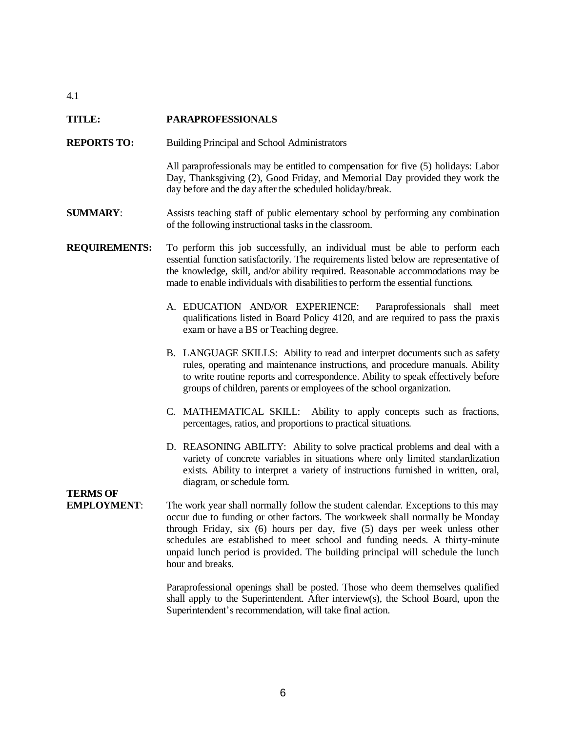4.1

**TITLE:** **PARAPROFESSIONALS**

**REPORTS TO:** Building Principal and School Administrators

All paraprofessionals may be entitled to compensation for five (5) holidays: Labor Day, Thanksgiving (2), Good Friday, and Memorial Day provided they work the day before and the day after the scheduled holiday/break.

**SUMMARY**: Assists teaching staff of public elementary school by performing any combination of the following instructional tasks in the classroom.

**REQUIREMENTS:** To perform this job successfully, an individual must be able to perform each essential function satisfactorily. The requirements listed below are representative of the knowledge, skill, and/or ability required. Reasonable accommodations may be made to enable individuals with disabilities to perform the essential functions.

A. EDUCATION AND/OR EXPERIENCE: Paraprofessionals shall meet qualifications listed in Board Policy 4120, and are required to pass the praxis exam or have a BS or Teaching degree.

B. LANGUAGE SKILLS: Ability to read and interpret documents such as safety rules, operating and maintenance instructions, and procedure manuals. Ability to write routine reports and correspondence. Ability to speak effectively before groups of children, parents or employees of the school organization.

C. MATHEMATICAL SKILL: Ability to apply concepts such as fractions, percentages, ratios, and proportions to practical situations.

D. REASONING ABILITY: Ability to solve practical problems and deal with a variety of concrete variables in situations where only limited standardization exists. Ability to interpret a variety of instructions furnished in written, oral, diagram, or schedule form.

**TERMS OF EMPLOYMENT**: The work year shall normally follow the student calendar. Exceptions to this may occur due to funding or other factors. The workweek shall normally be Monday through Friday, six (6) hours per day, five (5) days per week unless other schedules are established to meet school and funding needs. A thirty-minute unpaid lunch period is provided. The building principal will schedule the lunch hour and breaks.

Paraprofessional openings shall be posted. Those who deem themselves qualified shall apply to the Superintendent. After interview(s), the School Board, upon the Superintendent's recommendation, will take final action.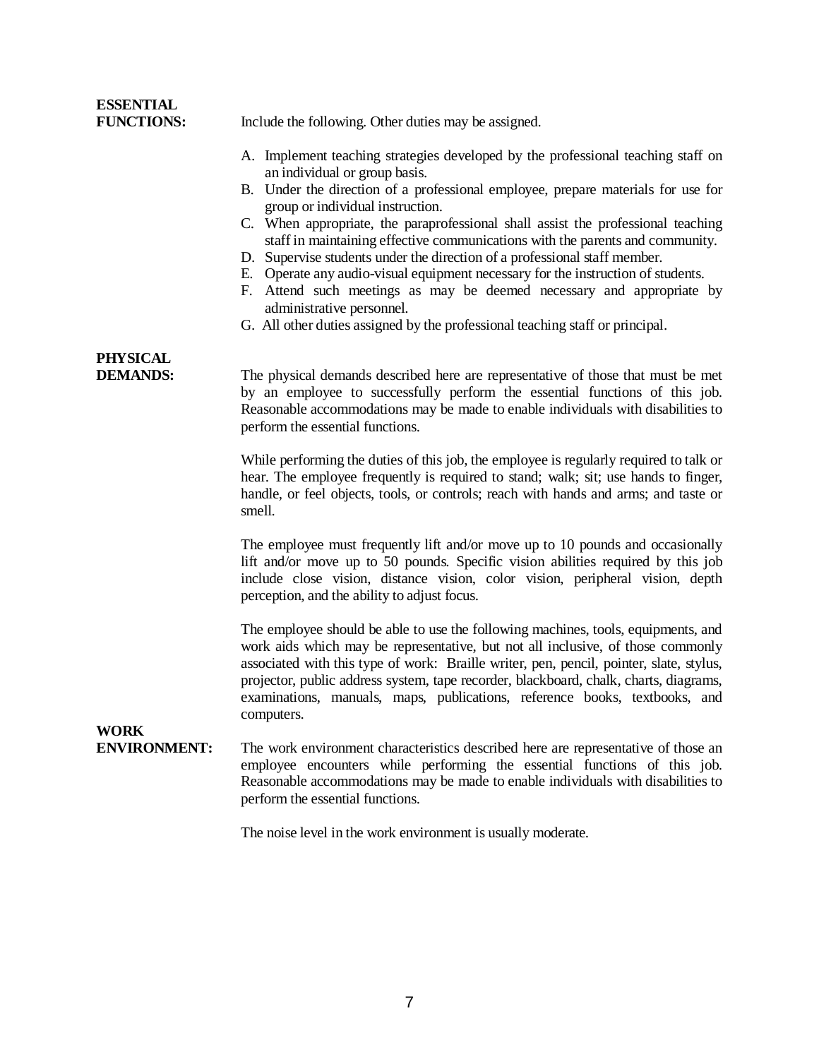**ESSENTIAL FUNCTIONS:** Include the following. Other duties may be assigned.

A. Implement teaching strategies developed by the professional teaching staff on an individual or group basis.
B. Under the direction of a professional employee, prepare materials for use for group or individual instruction.
C. When appropriate, the paraprofessional shall assist the professional teaching staff in maintaining effective communications with the parents and community.
D. Supervise students under the direction of a professional staff member.
E. Operate any audio-visual equipment necessary for the instruction of students.
F. Attend such meetings as may be deemed necessary and appropriate by administrative personnel.
G. All other duties assigned by the professional teaching staff or principal.

**PHYSICAL DEMANDS:** The physical demands described here are representative of those that must be met by an employee to successfully perform the essential functions of this job. Reasonable accommodations may be made to enable individuals with disabilities to perform the essential functions.

While performing the duties of this job, the employee is regularly required to talk or hear. The employee frequently is required to stand; walk; sit; use hands to finger, handle, or feel objects, tools, or controls; reach with hands and arms; and taste or smell.

The employee must frequently lift and/or move up to 10 pounds and occasionally lift and/or move up to 50 pounds. Specific vision abilities required by this job include close vision, distance vision, color vision, peripheral vision, depth perception, and the ability to adjust focus.

The employee should be able to use the following machines, tools, equipments, and work aids which may be representative, but not all inclusive, of those commonly associated with this type of work: Braille writer, pen, pencil, pointer, slate, stylus, projector, public address system, tape recorder, blackboard, chalk, charts, diagrams, examinations, manuals, maps, publications, reference books, textbooks, and computers.

**WORK ENVIRONMENT:** The work environment characteristics described here are representative of those an employee encounters while performing the essential functions of this job. Reasonable accommodations may be made to enable individuals with disabilities to perform the essential functions.

The noise level in the work environment is usually moderate.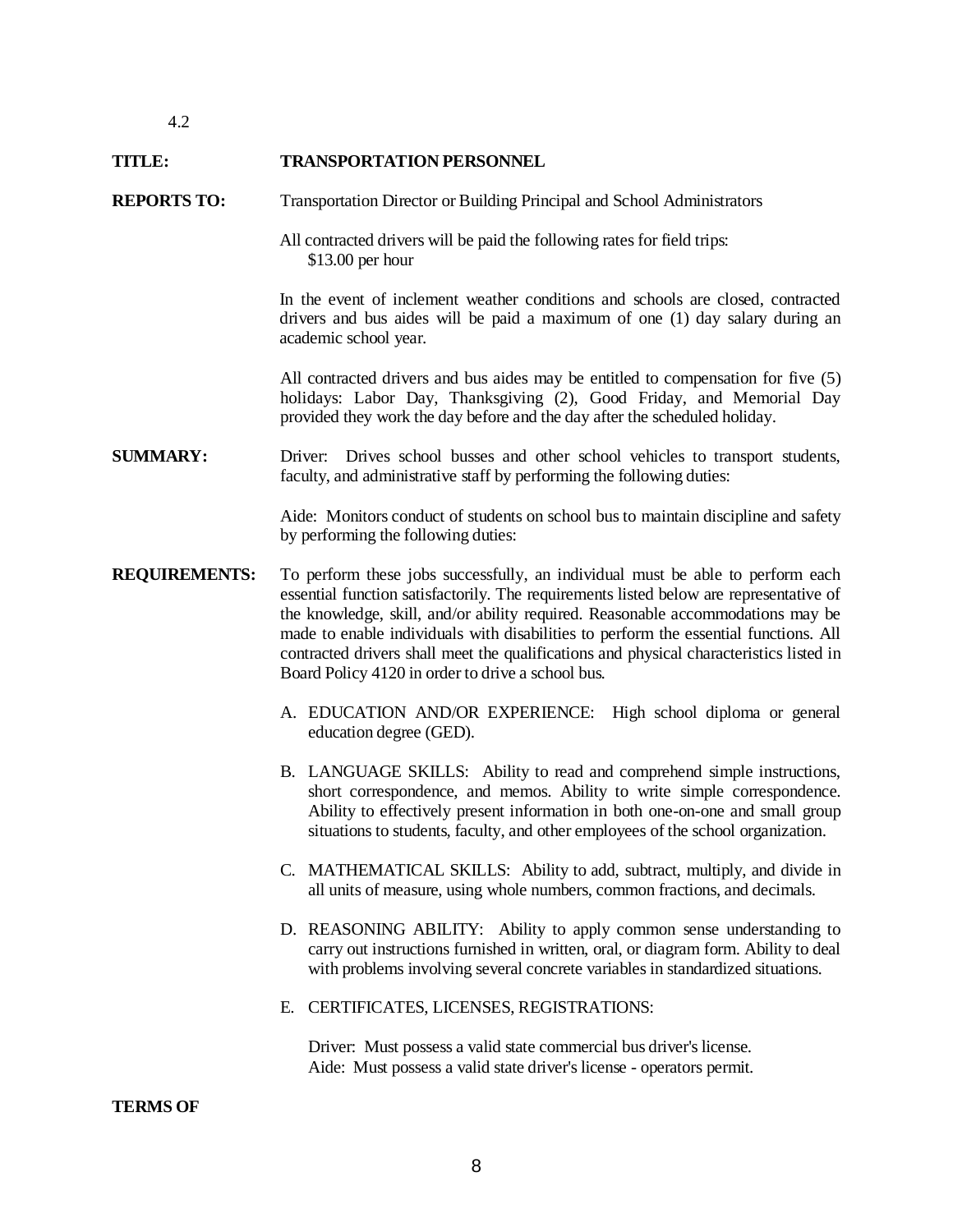4.2

**TITLE:** **TRANSPORTATION PERSONNEL**

**REPORTS TO:** Transportation Director or Building Principal and School Administrators

All contracted drivers will be paid the following rates for field trips:
$13.00 per hour

In the event of inclement weather conditions and schools are closed, contracted drivers and bus aides will be paid a maximum of one (1) day salary during an academic school year.

All contracted drivers and bus aides may be entitled to compensation for five (5) holidays: Labor Day, Thanksgiving (2), Good Friday, and Memorial Day provided they work the day before and the day after the scheduled holiday.

**SUMMARY:** Driver: Drives school busses and other school vehicles to transport students, faculty, and administrative staff by performing the following duties:

Aide: Monitors conduct of students on school bus to maintain discipline and safety by performing the following duties:

**REQUIREMENTS:** To perform these jobs successfully, an individual must be able to perform each essential function satisfactorily. The requirements listed below are representative of the knowledge, skill, and/or ability required. Reasonable accommodations may be made to enable individuals with disabilities to perform the essential functions. All contracted drivers shall meet the qualifications and physical characteristics listed in Board Policy 4120 in order to drive a school bus.

A. EDUCATION AND/OR EXPERIENCE: High school diploma or general education degree (GED).

B. LANGUAGE SKILLS: Ability to read and comprehend simple instructions, short correspondence, and memos. Ability to write simple correspondence. Ability to effectively present information in both one-on-one and small group situations to students, faculty, and other employees of the school organization.

C. MATHEMATICAL SKILLS: Ability to add, subtract, multiply, and divide in all units of measure, using whole numbers, common fractions, and decimals.

D. REASONING ABILITY: Ability to apply common sense understanding to carry out instructions furnished in written, oral, or diagram form. Ability to deal with problems involving several concrete variables in standardized situations.

E. CERTIFICATES, LICENSES, REGISTRATIONS:

Driver: Must possess a valid state commercial bus driver's license.
Aide: Must possess a valid state driver's license - operators permit.

**TERMS OF**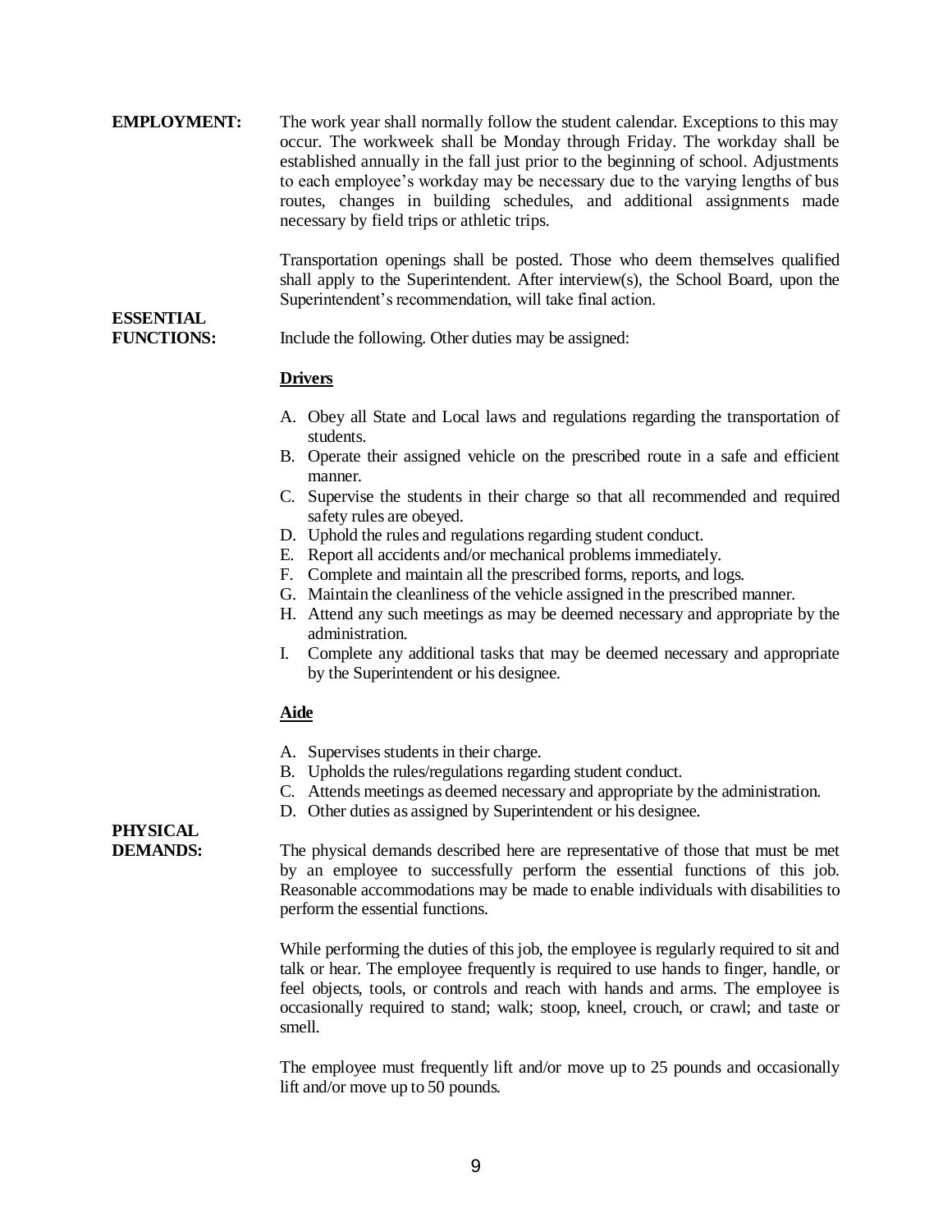**EMPLOYMENT:** The work year shall normally follow the student calendar. Exceptions to this may occur. The workweek shall be Monday through Friday. The workday shall be established annually in the fall just prior to the beginning of school. Adjustments to each employee's workday may be necessary due to the varying lengths of bus routes, changes in building schedules, and additional assignments made necessary by field trips or athletic trips.

Transportation openings shall be posted. Those who deem themselves qualified shall apply to the Superintendent. After interview(s), the School Board, upon the Superintendent's recommendation, will take final action.

**ESSENTIAL FUNCTIONS:** Include the following. Other duties may be assigned:

**Drivers**

A. Obey all State and Local laws and regulations regarding the transportation of students.
B. Operate their assigned vehicle on the prescribed route in a safe and efficient manner.
C. Supervise the students in their charge so that all recommended and required safety rules are obeyed.
D. Uphold the rules and regulations regarding student conduct.
E. Report all accidents and/or mechanical problems immediately.
F. Complete and maintain all the prescribed forms, reports, and logs.
G. Maintain the cleanliness of the vehicle assigned in the prescribed manner.
H. Attend any such meetings as may be deemed necessary and appropriate by the administration.
I. Complete any additional tasks that may be deemed necessary and appropriate by the Superintendent or his designee.

**Aide**

A. Supervises students in their charge.
B. Upholds the rules/regulations regarding student conduct.
C. Attends meetings as deemed necessary and appropriate by the administration.
D. Other duties as assigned by Superintendent or his designee.

**PHYSICAL DEMANDS:** The physical demands described here are representative of those that must be met by an employee to successfully perform the essential functions of this job. Reasonable accommodations may be made to enable individuals with disabilities to perform the essential functions.

While performing the duties of this job, the employee is regularly required to sit and talk or hear. The employee frequently is required to use hands to finger, handle, or feel objects, tools, or controls and reach with hands and arms. The employee is occasionally required to stand; walk; stoop, kneel, crouch, or crawl; and taste or smell.

The employee must frequently lift and/or move up to 25 pounds and occasionally lift and/or move up to 50 pounds.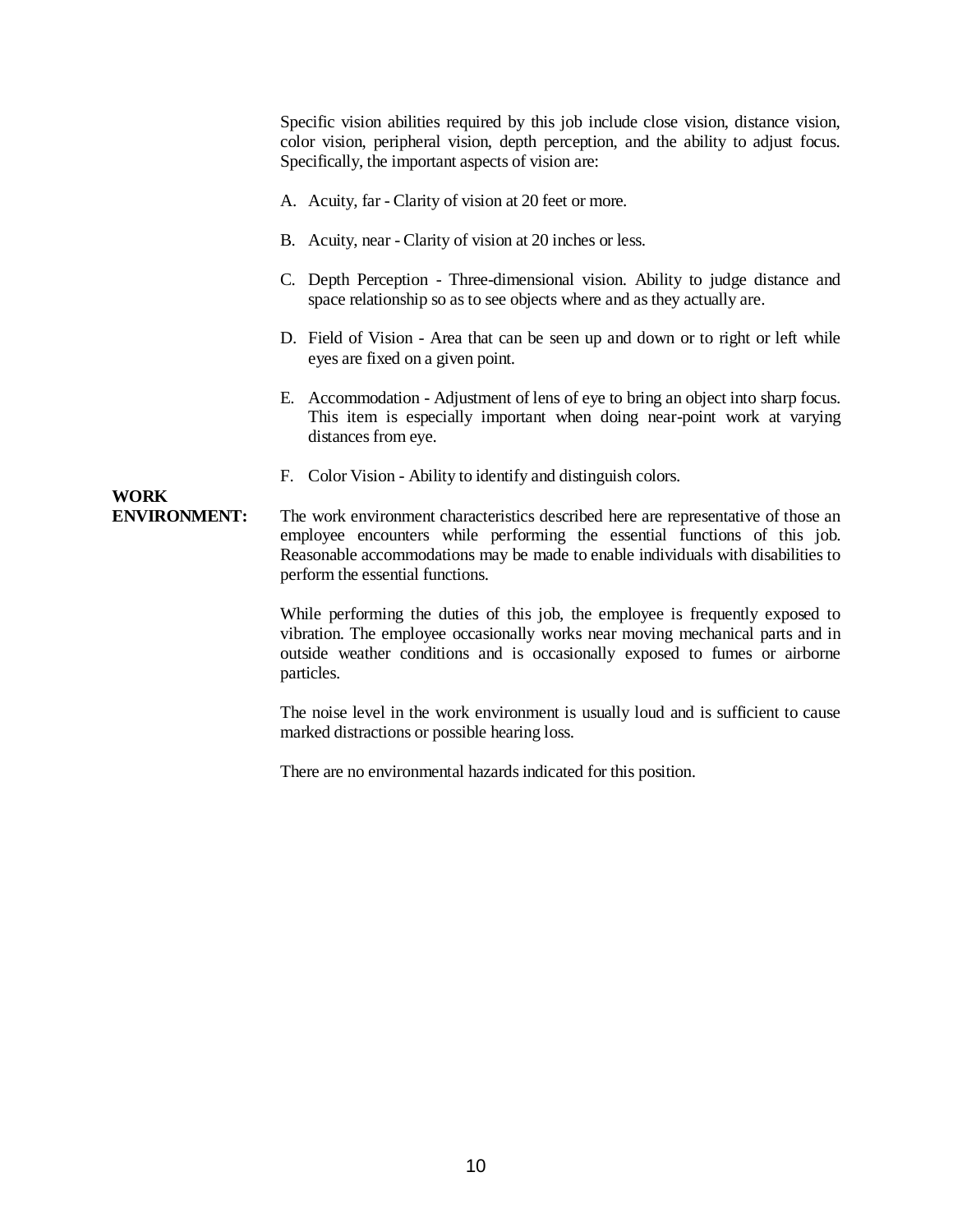Specific vision abilities required by this job include close vision, distance vision, color vision, peripheral vision, depth perception, and the ability to adjust focus. Specifically, the important aspects of vision are:

A. Acuity, far - Clarity of vision at 20 feet or more.

B. Acuity, near - Clarity of vision at 20 inches or less.

C. Depth Perception - Three-dimensional vision. Ability to judge distance and space relationship so as to see objects where and as they actually are.

D. Field of Vision - Area that can be seen up and down or to right or left while eyes are fixed on a given point.

E. Accommodation - Adjustment of lens of eye to bring an object into sharp focus. This item is especially important when doing near-point work at varying distances from eye.

F. Color Vision - Ability to identify and distinguish colors.

**WORK ENVIRONMENT:** The work environment characteristics described here are representative of those an employee encounters while performing the essential functions of this job. Reasonable accommodations may be made to enable individuals with disabilities to perform the essential functions.

While performing the duties of this job, the employee is frequently exposed to vibration. The employee occasionally works near moving mechanical parts and in outside weather conditions and is occasionally exposed to fumes or airborne particles.

The noise level in the work environment is usually loud and is sufficient to cause marked distractions or possible hearing loss.

There are no environmental hazards indicated for this position.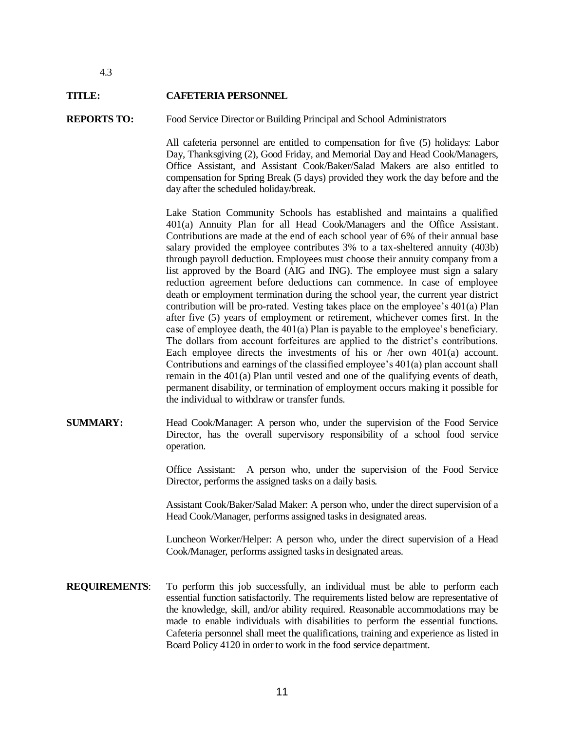4.3

**TITLE:** **CAFETERIA PERSONNEL**

**REPORTS TO:** Food Service Director or Building Principal and School Administrators

All cafeteria personnel are entitled to compensation for five (5) holidays: Labor Day, Thanksgiving (2), Good Friday, and Memorial Day and Head Cook/Managers, Office Assistant, and Assistant Cook/Baker/Salad Makers are also entitled to compensation for Spring Break (5 days) provided they work the day before and the day after the scheduled holiday/break.

Lake Station Community Schools has established and maintains a qualified 401(a) Annuity Plan for all Head Cook/Managers and the Office Assistant. Contributions are made at the end of each school year of 6% of their annual base salary provided the employee contributes 3% to a tax-sheltered annuity (403b) through payroll deduction. Employees must choose their annuity company from a list approved by the Board (AIG and ING). The employee must sign a salary reduction agreement before deductions can commence. In case of employee death or employment termination during the school year, the current year district contribution will be pro-rated. Vesting takes place on the employee's 401(a) Plan after five (5) years of employment or retirement, whichever comes first. In the case of employee death, the 401(a) Plan is payable to the employee's beneficiary. The dollars from account forfeitures are applied to the district's contributions. Each employee directs the investments of his or /her own 401(a) account. Contributions and earnings of the classified employee's 401(a) plan account shall remain in the 401(a) Plan until vested and one of the qualifying events of death, permanent disability, or termination of employment occurs making it possible for the individual to withdraw or transfer funds.

**SUMMARY:** Head Cook/Manager: A person who, under the supervision of the Food Service Director, has the overall supervisory responsibility of a school food service operation.

Office Assistant: A person who, under the supervision of the Food Service Director, performs the assigned tasks on a daily basis.

Assistant Cook/Baker/Salad Maker: A person who, under the direct supervision of a Head Cook/Manager, performs assigned tasks in designated areas.

Luncheon Worker/Helper: A person who, under the direct supervision of a Head Cook/Manager, performs assigned tasks in designated areas.

**REQUIREMENTS**: To perform this job successfully, an individual must be able to perform each essential function satisfactorily. The requirements listed below are representative of the knowledge, skill, and/or ability required. Reasonable accommodations may be made to enable individuals with disabilities to perform the essential functions. Cafeteria personnel shall meet the qualifications, training and experience as listed in Board Policy 4120 in order to work in the food service department.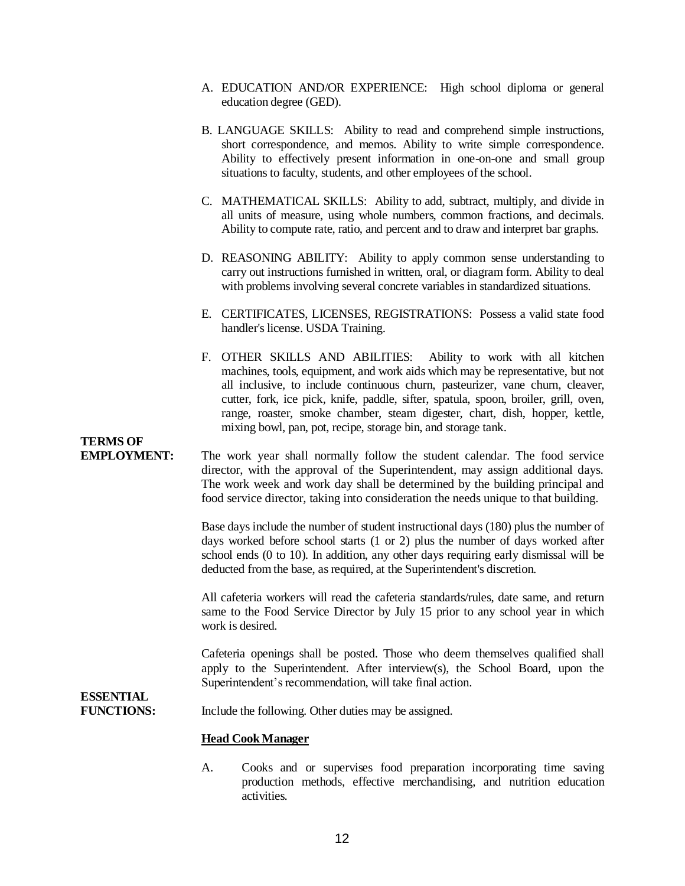A. EDUCATION AND/OR EXPERIENCE: High school diploma or general education degree (GED).

B. LANGUAGE SKILLS: Ability to read and comprehend simple instructions, short correspondence, and memos. Ability to write simple correspondence. Ability to effectively present information in one-on-one and small group situations to faculty, students, and other employees of the school.

C. MATHEMATICAL SKILLS: Ability to add, subtract, multiply, and divide in all units of measure, using whole numbers, common fractions, and decimals. Ability to compute rate, ratio, and percent and to draw and interpret bar graphs.

D. REASONING ABILITY: Ability to apply common sense understanding to carry out instructions furnished in written, oral, or diagram form. Ability to deal with problems involving several concrete variables in standardized situations.

E. CERTIFICATES, LICENSES, REGISTRATIONS: Possess a valid state food handler's license. USDA Training.

F. OTHER SKILLS AND ABILITIES: Ability to work with all kitchen machines, tools, equipment, and work aids which may be representative, but not all inclusive, to include continuous churn, pasteurizer, vane churn, cleaver, cutter, fork, ice pick, knife, paddle, sifter, spatula, spoon, broiler, grill, oven, range, roaster, smoke chamber, steam digester, chart, dish, hopper, kettle, mixing bowl, pan, pot, recipe, storage bin, and storage tank.

**TERMS OF EMPLOYMENT:** The work year shall normally follow the student calendar. The food service director, with the approval of the Superintendent, may assign additional days. The work week and work day shall be determined by the building principal and food service director, taking into consideration the needs unique to that building.

Base days include the number of student instructional days (180) plus the number of days worked before school starts (1 or 2) plus the number of days worked after school ends (0 to 10). In addition, any other days requiring early dismissal will be deducted from the base, as required, at the Superintendent's discretion.

All cafeteria workers will read the cafeteria standards/rules, date same, and return same to the Food Service Director by July 15 prior to any school year in which work is desired.

Cafeteria openings shall be posted. Those who deem themselves qualified shall apply to the Superintendent. After interview(s), the School Board, upon the Superintendent's recommendation, will take final action.

**ESSENTIAL FUNCTIONS:** Include the following. Other duties may be assigned.

**Head Cook Manager**

A. Cooks and or supervises food preparation incorporating time saving production methods, effective merchandising, and nutrition education activities.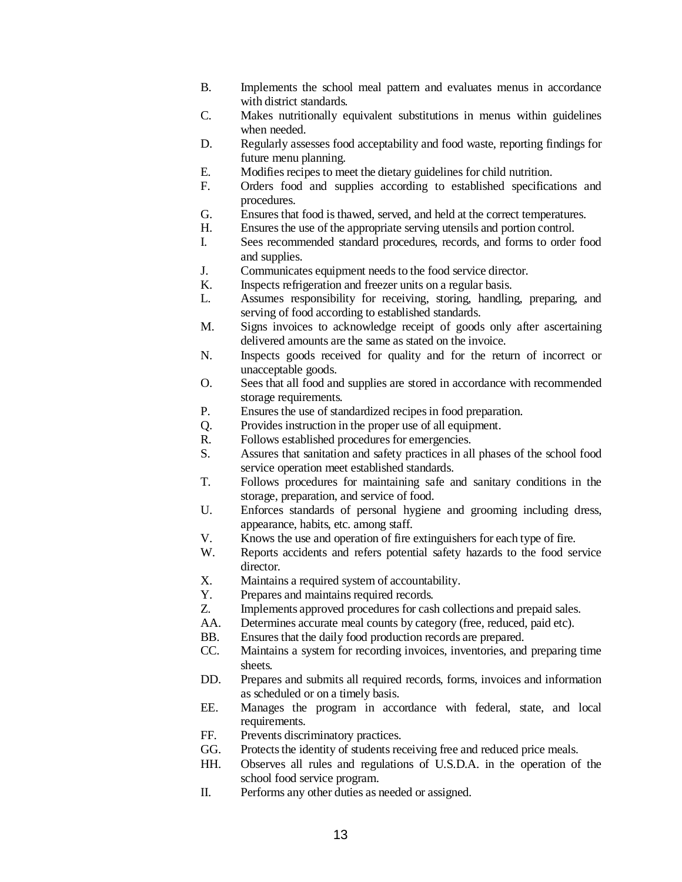B. Implements the school meal pattern and evaluates menus in accordance with district standards.

C. Makes nutritionally equivalent substitutions in menus within guidelines when needed.

D. Regularly assesses food acceptability and food waste, reporting findings for future menu planning.

E. Modifies recipes to meet the dietary guidelines for child nutrition.

F. Orders food and supplies according to established specifications and procedures.

G. Ensures that food is thawed, served, and held at the correct temperatures.

H. Ensures the use of the appropriate serving utensils and portion control.

I. Sees recommended standard procedures, records, and forms to order food and supplies.

J. Communicates equipment needs to the food service director.

K. Inspects refrigeration and freezer units on a regular basis.

L. Assumes responsibility for receiving, storing, handling, preparing, and serving of food according to established standards.

M. Signs invoices to acknowledge receipt of goods only after ascertaining delivered amounts are the same as stated on the invoice.

N. Inspects goods received for quality and for the return of incorrect or unacceptable goods.

O. Sees that all food and supplies are stored in accordance with recommended storage requirements.

P. Ensures the use of standardized recipes in food preparation.

Q. Provides instruction in the proper use of all equipment.

R. Follows established procedures for emergencies.

S. Assures that sanitation and safety practices in all phases of the school food service operation meet established standards.

T. Follows procedures for maintaining safe and sanitary conditions in the storage, preparation, and service of food.

U. Enforces standards of personal hygiene and grooming including dress, appearance, habits, etc. among staff.

V. Knows the use and operation of fire extinguishers for each type of fire.

W. Reports accidents and refers potential safety hazards to the food service director.

X. Maintains a required system of accountability.

Y. Prepares and maintains required records.

Z. Implements approved procedures for cash collections and prepaid sales.

AA. Determines accurate meal counts by category (free, reduced, paid etc).

BB. Ensures that the daily food production records are prepared.

CC. Maintains a system for recording invoices, inventories, and preparing time sheets.

DD. Prepares and submits all required records, forms, invoices and information as scheduled or on a timely basis.

EE. Manages the program in accordance with federal, state, and local requirements.

FF. Prevents discriminatory practices.

GG. Protects the identity of students receiving free and reduced price meals.

HH. Observes all rules and regulations of U.S.D.A. in the operation of the school food service program.

II. Performs any other duties as needed or assigned.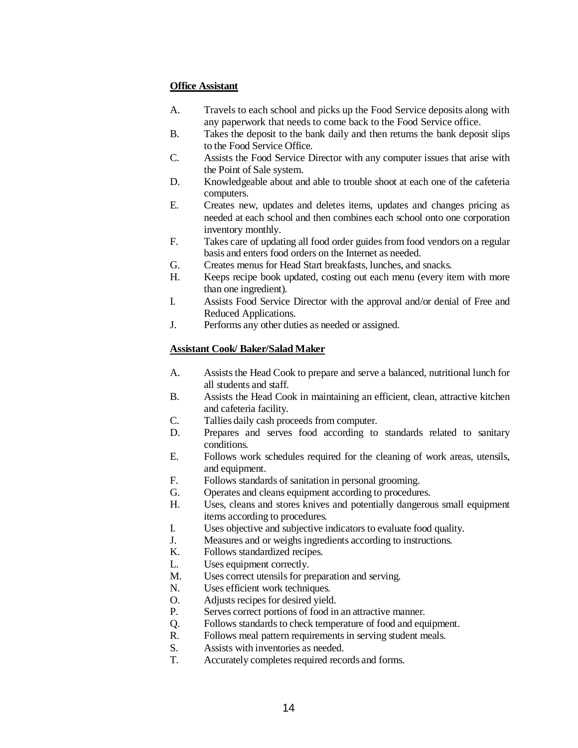**Office Assistant**

A. Travels to each school and picks up the Food Service deposits along with any paperwork that needs to come back to the Food Service office.
B. Takes the deposit to the bank daily and then returns the bank deposit slips to the Food Service Office.
C. Assists the Food Service Director with any computer issues that arise with the Point of Sale system.
D. Knowledgeable about and able to trouble shoot at each one of the cafeteria computers.
E. Creates new, updates and deletes items, updates and changes pricing as needed at each school and then combines each school onto one corporation inventory monthly.
F. Takes care of updating all food order guides from food vendors on a regular basis and enters food orders on the Internet as needed.
G. Creates menus for Head Start breakfasts, lunches, and snacks.
H. Keeps recipe book updated, costing out each menu (every item with more than one ingredient).
I. Assists Food Service Director with the approval and/or denial of Free and Reduced Applications.
J. Performs any other duties as needed or assigned.

**Assistant Cook/ Baker/Salad Maker**

A. Assists the Head Cook to prepare and serve a balanced, nutritional lunch for all students and staff.
B. Assists the Head Cook in maintaining an efficient, clean, attractive kitchen and cafeteria facility.
C. Tallies daily cash proceeds from computer.
D. Prepares and serves food according to standards related to sanitary conditions.
E. Follows work schedules required for the cleaning of work areas, utensils, and equipment.
F. Follows standards of sanitation in personal grooming.
G. Operates and cleans equipment according to procedures.
H. Uses, cleans and stores knives and potentially dangerous small equipment items according to procedures.
I. Uses objective and subjective indicators to evaluate food quality.
J. Measures and or weighs ingredients according to instructions.
K. Follows standardized recipes.
L. Uses equipment correctly.
M. Uses correct utensils for preparation and serving.
N. Uses efficient work techniques.
O. Adjusts recipes for desired yield.
P. Serves correct portions of food in an attractive manner.
Q. Follows standards to check temperature of food and equipment.
R. Follows meal pattern requirements in serving student meals.
S. Assists with inventories as needed.
T. Accurately completes required records and forms.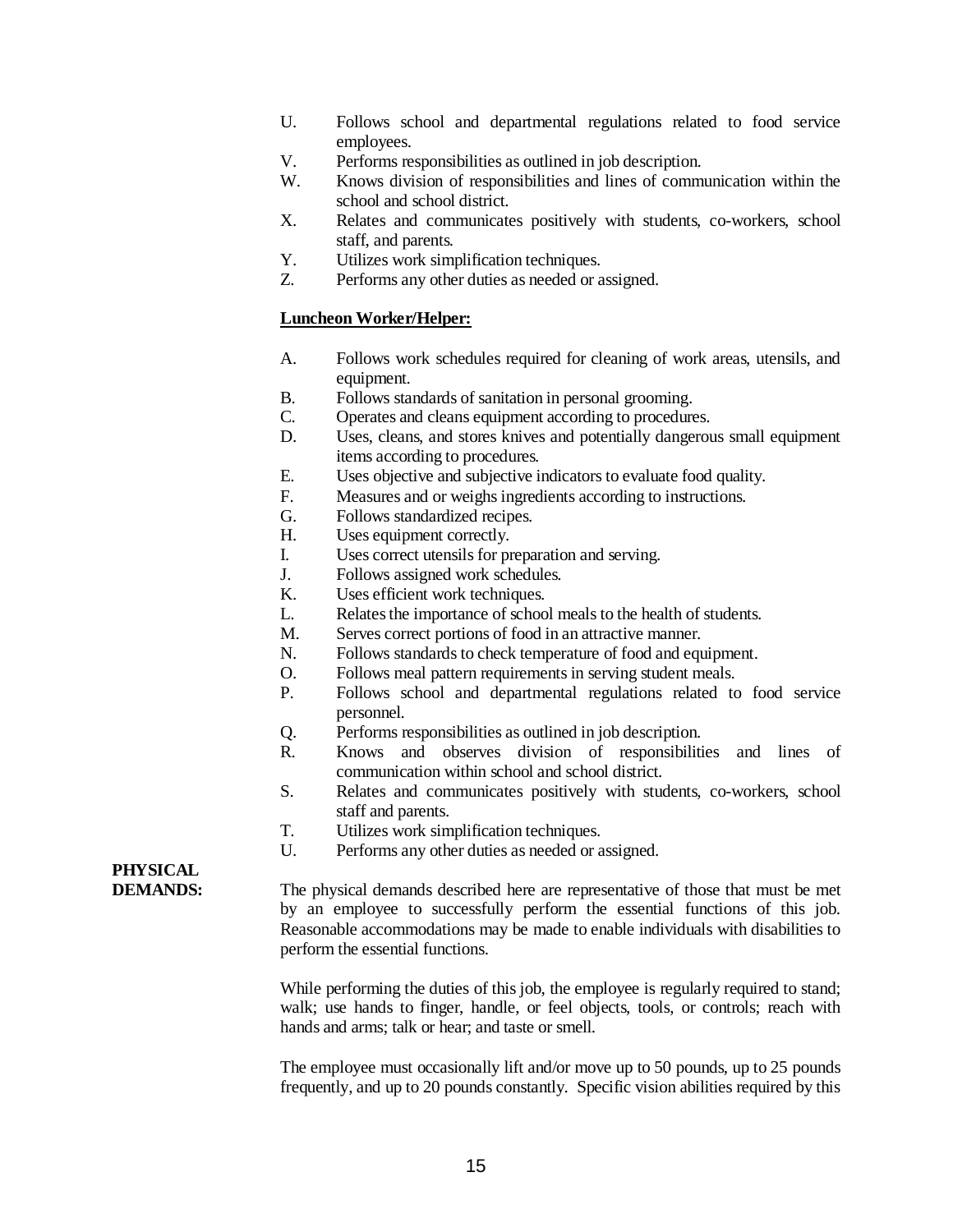U. Follows school and departmental regulations related to food service employees.
V. Performs responsibilities as outlined in job description.
W. Knows division of responsibilities and lines of communication within the school and school district.
X. Relates and communicates positively with students, co-workers, school staff, and parents.
Y. Utilizes work simplification techniques.
Z. Performs any other duties as needed or assigned.

**<u>Luncheon Worker/Helper:</u>**

A. Follows work schedules required for cleaning of work areas, utensils, and equipment.
B. Follows standards of sanitation in personal grooming.
C. Operates and cleans equipment according to procedures.
D. Uses, cleans, and stores knives and potentially dangerous small equipment items according to procedures.
E. Uses objective and subjective indicators to evaluate food quality.
F. Measures and or weighs ingredients according to instructions.
G. Follows standardized recipes.
H. Uses equipment correctly.
I. Uses correct utensils for preparation and serving.
J. Follows assigned work schedules.
K. Uses efficient work techniques.
L. Relates the importance of school meals to the health of students.
M. Serves correct portions of food in an attractive manner.
N. Follows standards to check temperature of food and equipment.
O. Follows meal pattern requirements in serving student meals.
P. Follows school and departmental regulations related to food service personnel.
Q. Performs responsibilities as outlined in job description.
R. Knows and observes division of responsibilities and lines of communication within school and school district.
S. Relates and communicates positively with students, co-workers, school staff and parents.
T. Utilizes work simplification techniques.
U. Performs any other duties as needed or assigned.

**PHYSICAL DEMANDS:**

The physical demands described here are representative of those that must be met by an employee to successfully perform the essential functions of this job. Reasonable accommodations may be made to enable individuals with disabilities to perform the essential functions.

While performing the duties of this job, the employee is regularly required to stand; walk; use hands to finger, handle, or feel objects, tools, or controls; reach with hands and arms; talk or hear; and taste or smell.

The employee must occasionally lift and/or move up to 50 pounds, up to 25 pounds frequently, and up to 20 pounds constantly. Specific vision abilities required by this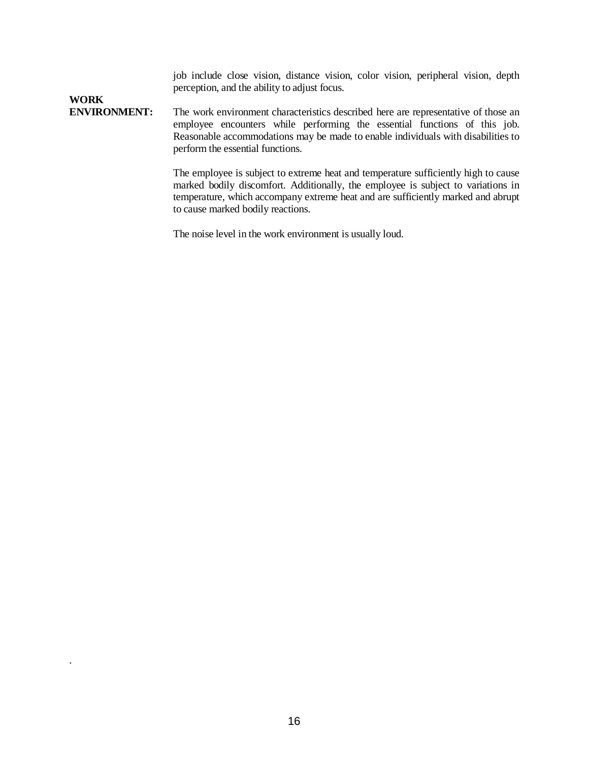job include close vision, distance vision, color vision, peripheral vision, depth perception, and the ability to adjust focus.

**WORK ENVIRONMENT:**

The work environment characteristics described here are representative of those an employee encounters while performing the essential functions of this job. Reasonable accommodations may be made to enable individuals with disabilities to perform the essential functions.

The employee is subject to extreme heat and temperature sufficiently high to cause marked bodily discomfort. Additionally, the employee is subject to variations in temperature, which accompany extreme heat and are sufficiently marked and abrupt to cause marked bodily reactions.

The noise level in the work environment is usually loud.

.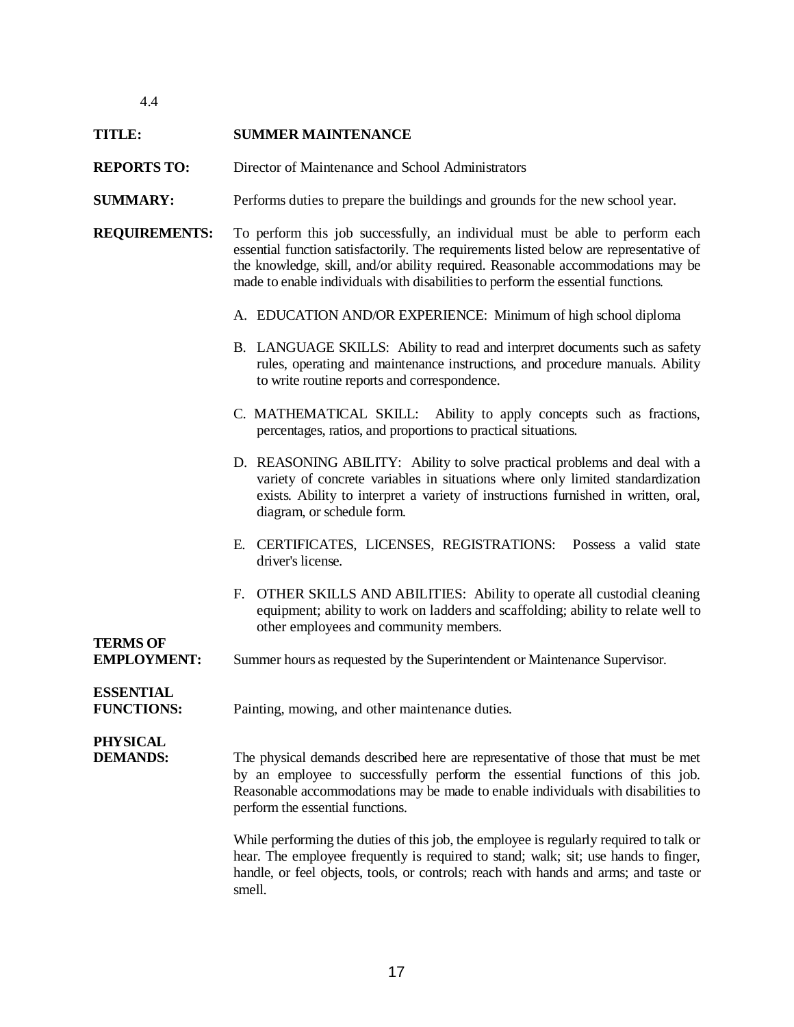4.4

**TITLE:** **SUMMER MAINTENANCE**

**REPORTS TO:** Director of Maintenance and School Administrators

**SUMMARY:** Performs duties to prepare the buildings and grounds for the new school year.

**REQUIREMENTS:** To perform this job successfully, an individual must be able to perform each essential function satisfactorily. The requirements listed below are representative of the knowledge, skill, and/or ability required. Reasonable accommodations may be made to enable individuals with disabilities to perform the essential functions.

A. EDUCATION AND/OR EXPERIENCE: Minimum of high school diploma

B. LANGUAGE SKILLS: Ability to read and interpret documents such as safety rules, operating and maintenance instructions, and procedure manuals. Ability to write routine reports and correspondence.

C. MATHEMATICAL SKILL: Ability to apply concepts such as fractions, percentages, ratios, and proportions to practical situations.

D. REASONING ABILITY: Ability to solve practical problems and deal with a variety of concrete variables in situations where only limited standardization exists. Ability to interpret a variety of instructions furnished in written, oral, diagram, or schedule form.

E. CERTIFICATES, LICENSES, REGISTRATIONS: Possess a valid state driver's license.

F. OTHER SKILLS AND ABILITIES: Ability to operate all custodial cleaning equipment; ability to work on ladders and scaffolding; ability to relate well to other employees and community members.

**TERMS OF EMPLOYMENT:** Summer hours as requested by the Superintendent or Maintenance Supervisor.

**ESSENTIAL FUNCTIONS:** Painting, mowing, and other maintenance duties.

**PHYSICAL DEMANDS:** The physical demands described here are representative of those that must be met by an employee to successfully perform the essential functions of this job. Reasonable accommodations may be made to enable individuals with disabilities to perform the essential functions.

While performing the duties of this job, the employee is regularly required to talk or hear. The employee frequently is required to stand; walk; sit; use hands to finger, handle, or feel objects, tools, or controls; reach with hands and arms; and taste or smell.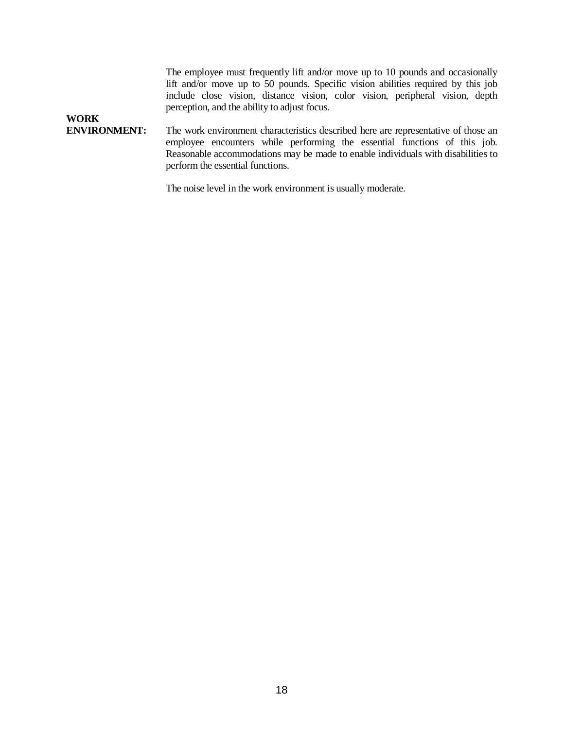The employee must frequently lift and/or move up to 10 pounds and occasionally lift and/or move up to 50 pounds. Specific vision abilities required by this job include close vision, distance vision, color vision, peripheral vision, depth perception, and the ability to adjust focus.

**WORK ENVIRONMENT:** The work environment characteristics described here are representative of those an employee encounters while performing the essential functions of this job. Reasonable accommodations may be made to enable individuals with disabilities to perform the essential functions.

The noise level in the work environment is usually moderate.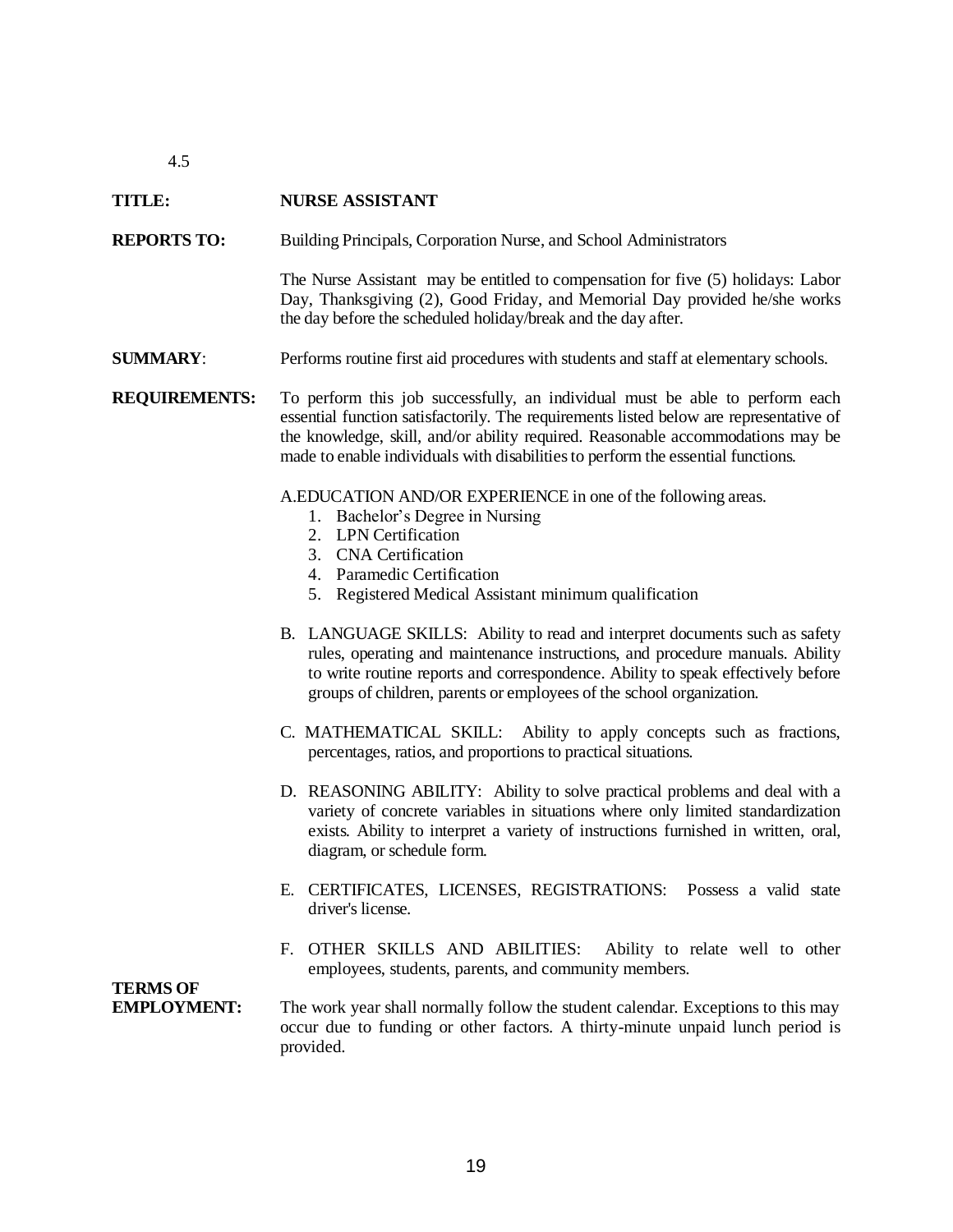4.5

**TITLE:** **NURSE ASSISTANT**

**REPORTS TO:** Building Principals, Corporation Nurse, and School Administrators

The Nurse Assistant may be entitled to compensation for five (5) holidays: Labor Day, Thanksgiving (2), Good Friday, and Memorial Day provided he/she works the day before the scheduled holiday/break and the day after.

**SUMMARY**: Performs routine first aid procedures with students and staff at elementary schools.

**REQUIREMENTS:** To perform this job successfully, an individual must be able to perform each essential function satisfactorily. The requirements listed below are representative of the knowledge, skill, and/or ability required. Reasonable accommodations may be made to enable individuals with disabilities to perform the essential functions.

A. EDUCATION AND/OR EXPERIENCE in one of the following areas.

1. Bachelor's Degree in Nursing
2. LPN Certification
3. CNA Certification
4. Paramedic Certification
5. Registered Medical Assistant minimum qualification

B. LANGUAGE SKILLS: Ability to read and interpret documents such as safety rules, operating and maintenance instructions, and procedure manuals. Ability to write routine reports and correspondence. Ability to speak effectively before groups of children, parents or employees of the school organization.

C. MATHEMATICAL SKILL: Ability to apply concepts such as fractions, percentages, ratios, and proportions to practical situations.

D. REASONING ABILITY: Ability to solve practical problems and deal with a variety of concrete variables in situations where only limited standardization exists. Ability to interpret a variety of instructions furnished in written, oral, diagram, or schedule form.

E. CERTIFICATES, LICENSES, REGISTRATIONS: Possess a valid state driver's license.

F. OTHER SKILLS AND ABILITIES: Ability to relate well to other employees, students, parents, and community members.

**TERMS OF EMPLOYMENT:** The work year shall normally follow the student calendar. Exceptions to this may occur due to funding or other factors. A thirty-minute unpaid lunch period is provided.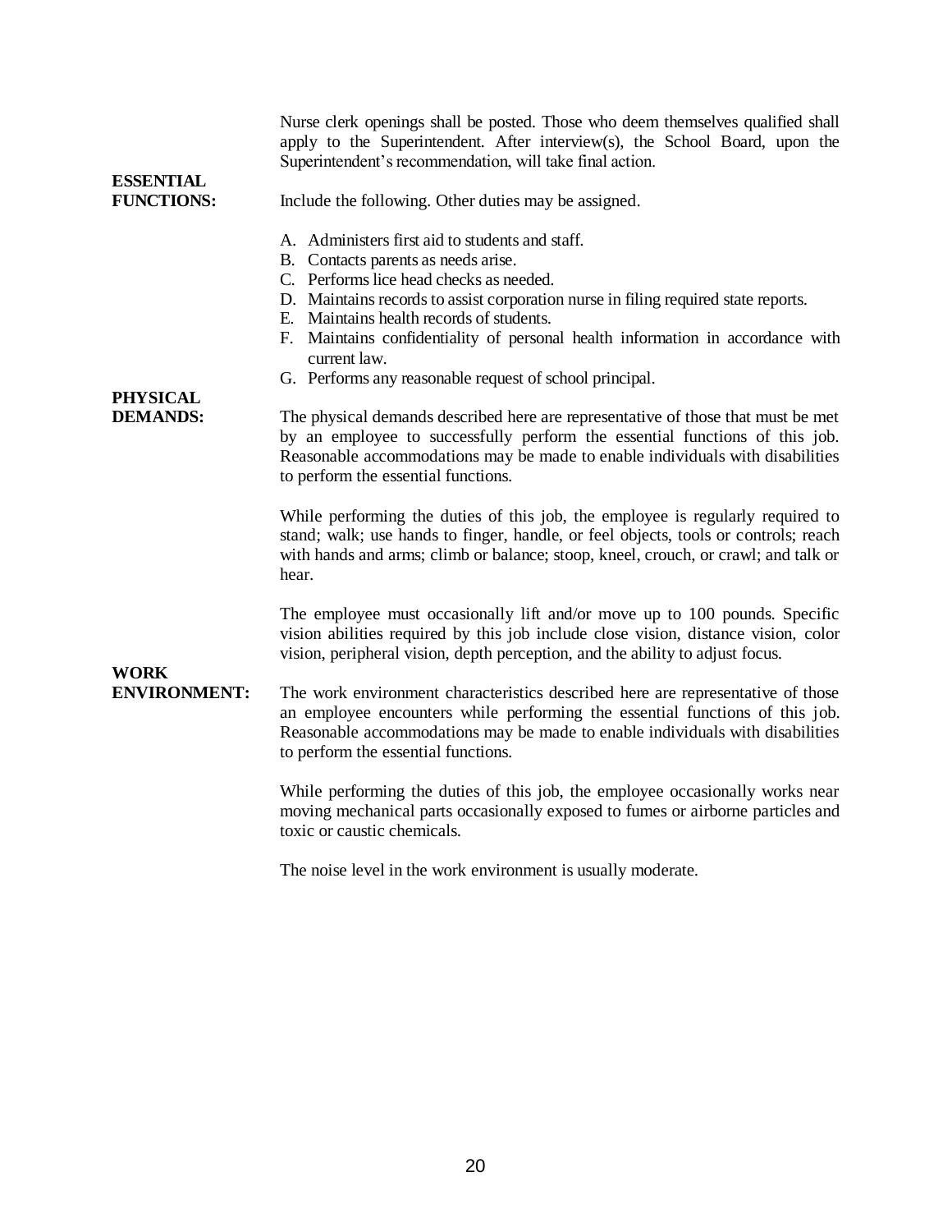Nurse clerk openings shall be posted. Those who deem themselves qualified shall apply to the Superintendent. After interview(s), the School Board, upon the Superintendent's recommendation, will take final action.

**ESSENTIAL FUNCTIONS:** Include the following. Other duties may be assigned.

A. Administers first aid to students and staff.
B. Contacts parents as needs arise.
C. Performs lice head checks as needed.
D. Maintains records to assist corporation nurse in filing required state reports.
E. Maintains health records of students.
F. Maintains confidentiality of personal health information in accordance with current law.
G. Performs any reasonable request of school principal.

**PHYSICAL DEMANDS:** The physical demands described here are representative of those that must be met by an employee to successfully perform the essential functions of this job. Reasonable accommodations may be made to enable individuals with disabilities to perform the essential functions.

While performing the duties of this job, the employee is regularly required to stand; walk; use hands to finger, handle, or feel objects, tools or controls; reach with hands and arms; climb or balance; stoop, kneel, crouch, or crawl; and talk or hear.

The employee must occasionally lift and/or move up to 100 pounds. Specific vision abilities required by this job include close vision, distance vision, color vision, peripheral vision, depth perception, and the ability to adjust focus.

**WORK ENVIRONMENT:** The work environment characteristics described here are representative of those an employee encounters while performing the essential functions of this job. Reasonable accommodations may be made to enable individuals with disabilities to perform the essential functions.

While performing the duties of this job, the employee occasionally works near moving mechanical parts occasionally exposed to fumes or airborne particles and toxic or caustic chemicals.

The noise level in the work environment is usually moderate.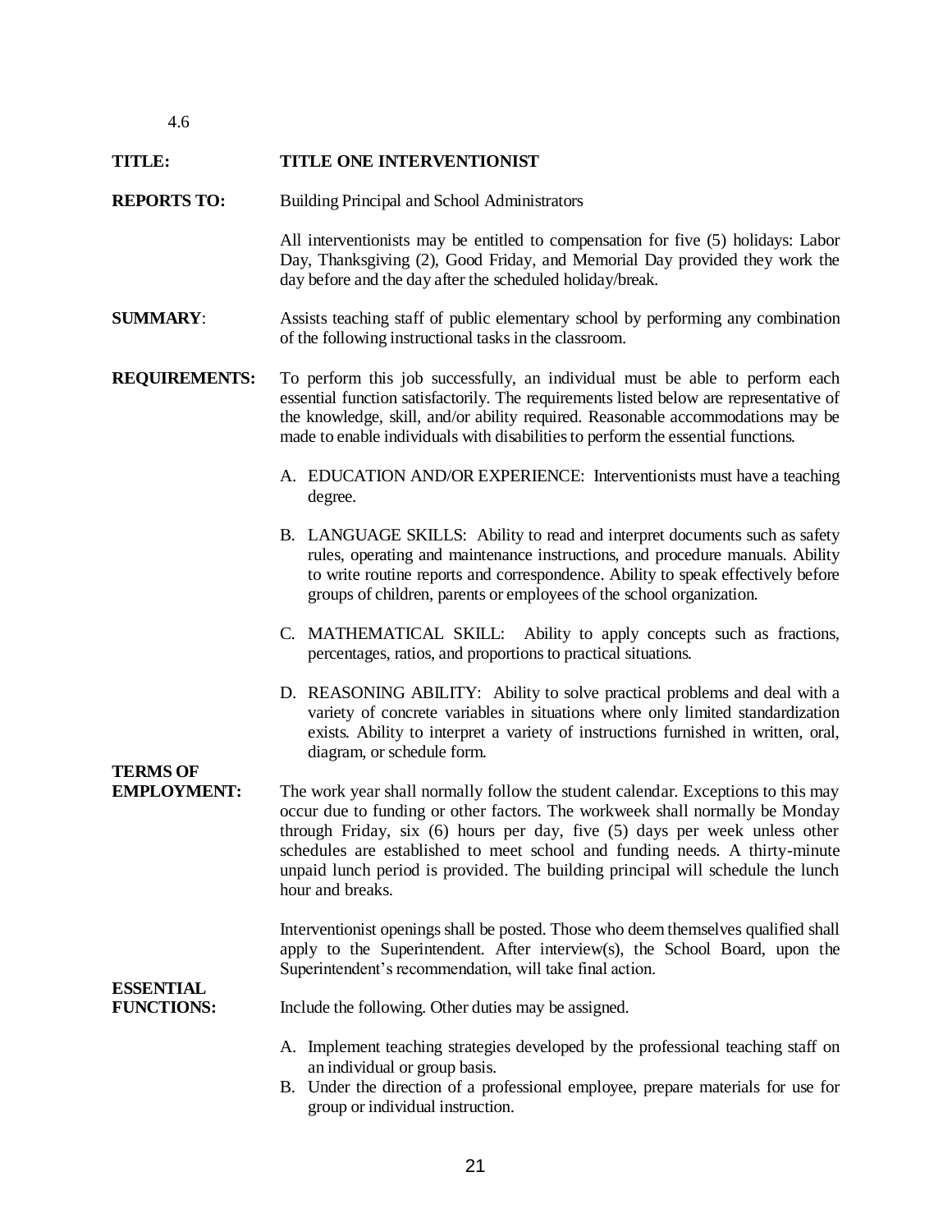4.6

**TITLE:** **TITLE ONE INTERVENTIONIST**

**REPORTS TO:** Building Principal and School Administrators

All interventionists may be entitled to compensation for five (5) holidays: Labor Day, Thanksgiving (2), Good Friday, and Memorial Day provided they work the day before and the day after the scheduled holiday/break.

**SUMMARY**: Assists teaching staff of public elementary school by performing any combination of the following instructional tasks in the classroom.

**REQUIREMENTS:** To perform this job successfully, an individual must be able to perform each essential function satisfactorily. The requirements listed below are representative of the knowledge, skill, and/or ability required. Reasonable accommodations may be made to enable individuals with disabilities to perform the essential functions.

A. EDUCATION AND/OR EXPERIENCE: Interventionists must have a teaching degree.

B. LANGUAGE SKILLS: Ability to read and interpret documents such as safety rules, operating and maintenance instructions, and procedure manuals. Ability to write routine reports and correspondence. Ability to speak effectively before groups of children, parents or employees of the school organization.

C. MATHEMATICAL SKILL: Ability to apply concepts such as fractions, percentages, ratios, and proportions to practical situations.

D. REASONING ABILITY: Ability to solve practical problems and deal with a variety of concrete variables in situations where only limited standardization exists. Ability to interpret a variety of instructions furnished in written, oral, diagram, or schedule form.

**TERMS OF EMPLOYMENT:** The work year shall normally follow the student calendar. Exceptions to this may occur due to funding or other factors. The workweek shall normally be Monday through Friday, six (6) hours per day, five (5) days per week unless other schedules are established to meet school and funding needs. A thirty-minute unpaid lunch period is provided. The building principal will schedule the lunch hour and breaks.

Interventionist openings shall be posted. Those who deem themselves qualified shall apply to the Superintendent. After interview(s), the School Board, upon the Superintendent's recommendation, will take final action.

**ESSENTIAL FUNCTIONS:** Include the following. Other duties may be assigned.

A. Implement teaching strategies developed by the professional teaching staff on an individual or group basis.
B. Under the direction of a professional employee, prepare materials for use for group or individual instruction.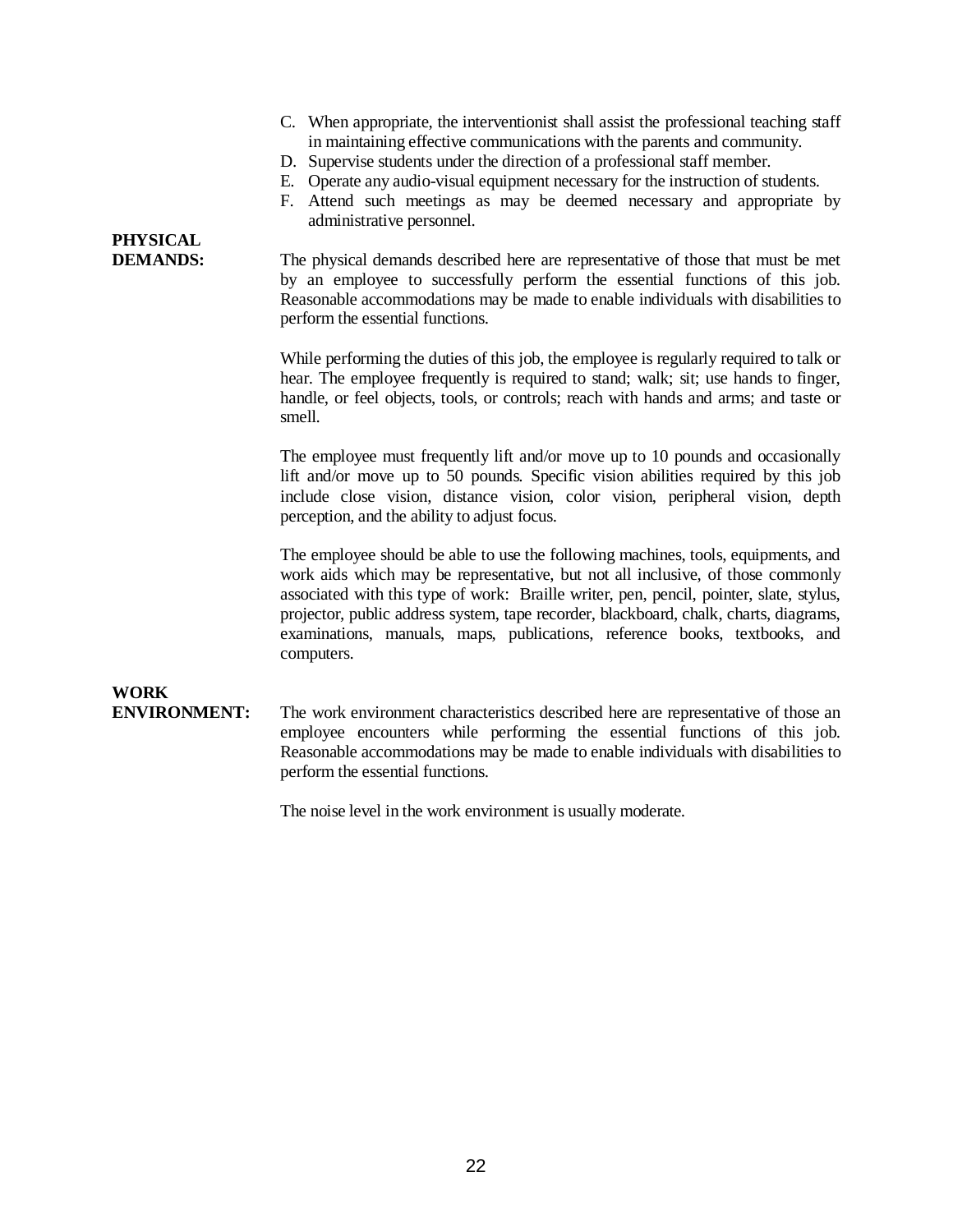C. When appropriate, the interventionist shall assist the professional teaching staff in maintaining effective communications with the parents and community.
D. Supervise students under the direction of a professional staff member.
E. Operate any audio-visual equipment necessary for the instruction of students.
F. Attend such meetings as may be deemed necessary and appropriate by administrative personnel.

**PHYSICAL DEMANDS:**

The physical demands described here are representative of those that must be met by an employee to successfully perform the essential functions of this job. Reasonable accommodations may be made to enable individuals with disabilities to perform the essential functions.

While performing the duties of this job, the employee is regularly required to talk or hear. The employee frequently is required to stand; walk; sit; use hands to finger, handle, or feel objects, tools, or controls; reach with hands and arms; and taste or smell.

The employee must frequently lift and/or move up to 10 pounds and occasionally lift and/or move up to 50 pounds. Specific vision abilities required by this job include close vision, distance vision, color vision, peripheral vision, depth perception, and the ability to adjust focus.

The employee should be able to use the following machines, tools, equipments, and work aids which may be representative, but not all inclusive, of those commonly associated with this type of work: Braille writer, pen, pencil, pointer, slate, stylus, projector, public address system, tape recorder, blackboard, chalk, charts, diagrams, examinations, manuals, maps, publications, reference books, textbooks, and computers.

**WORK ENVIRONMENT:**

The work environment characteristics described here are representative of those an employee encounters while performing the essential functions of this job. Reasonable accommodations may be made to enable individuals with disabilities to perform the essential functions.

The noise level in the work environment is usually moderate.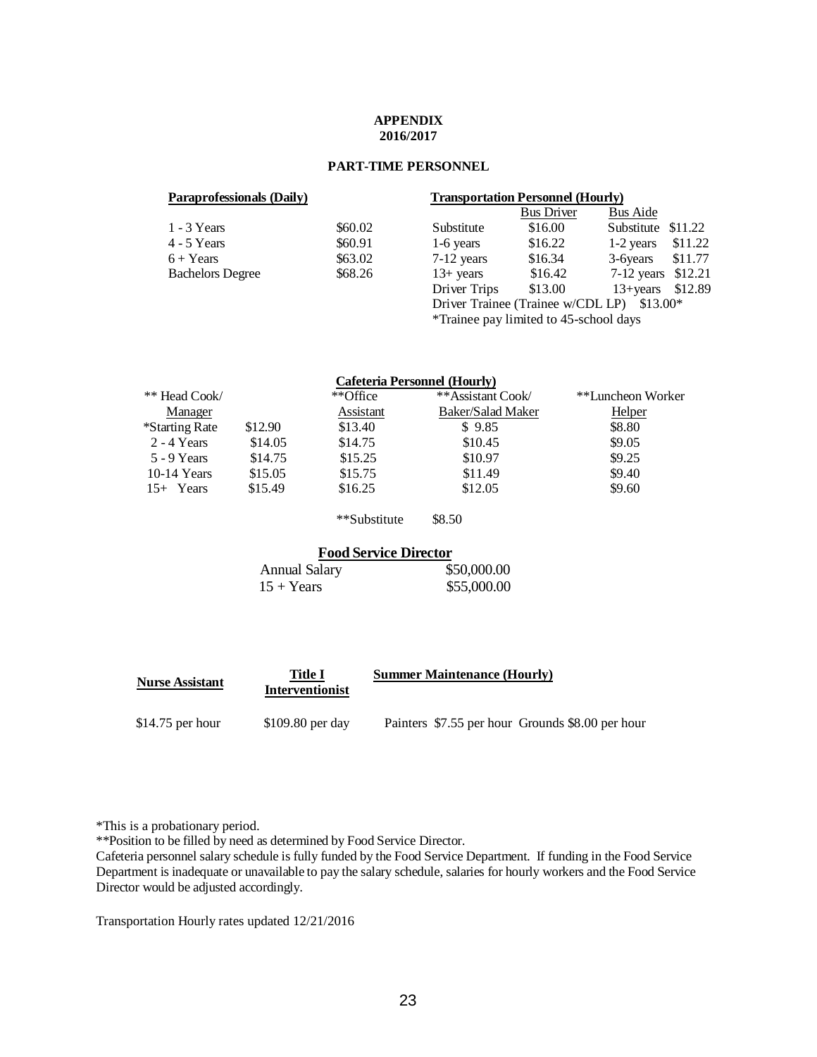# APPENDIX
## 2016/2017

### PART-TIME PERSONNEL

**Paraprofessionals (Daily)**

| | |
|---|---|
| 1 - 3 Years | $60.02 |
| 4 - 5 Years | $60.91 |
| 6 + Years | $63.02 |
| Bachelors Degree | $68.26 |

**Transportation Personnel (Hourly)**

| | Bus Driver | Bus Aide | |
|---|---|---|---|
| Substitute | $16.00 | Substitute | $11.22 |
| 1-6 years | $16.22 | 1-2 years | $11.22 |
| 7-12 years | $16.34 | 3-6years | $11.77 |
| 13+ years | $16.42 | 7-12 years | $12.21 |
| Driver Trips | $13.00 | 13+years | $12.89 |

Driver Trainee (Trainee w/CDL LP) $13.00*

*Trainee pay limited to 45-school days

**Cafeteria Personnel (Hourly)**

| ** Head Cook/ Manager | | **Office Assistant | **Assistant Cook/ Baker/Salad Maker | **Luncheon Worker Helper |
|---|---|---|---|---|
| *Starting Rate | $12.90 | $13.40 | $ 9.85 | $8.80 |
| 2 - 4 Years | $14.05 | $14.75 | $10.45 | $9.05 |
| 5 - 9 Years | $14.75 | $15.25 | $10.97 | $9.25 |
| 10-14 Years | $15.05 | $15.75 | $11.49 | $9.40 |
| 15+ Years | $15.49 | $16.25 | $12.05 | $9.60 |

**Substitute $8.50

**Food Service Director**

| | |
|---|---|
| Annual Salary | $50,000.00 |
| 15 + Years | $55,000.00 |

| Nurse Assistant | Title I Interventionist | Summer Maintenance (Hourly) |
|---|---|---|
| $14.75 per hour | $109.80 per day | Painters $7.55 per hour Grounds $8.00 per hour |

*This is a probationary period.

**Position to be filled by need as determined by Food Service Director.

Cafeteria personnel salary schedule is fully funded by the Food Service Department. If funding in the Food Service Department is inadequate or unavailable to pay the salary schedule, salaries for hourly workers and the Food Service Director would be adjusted accordingly.

Transportation Hourly rates updated 12/21/2016